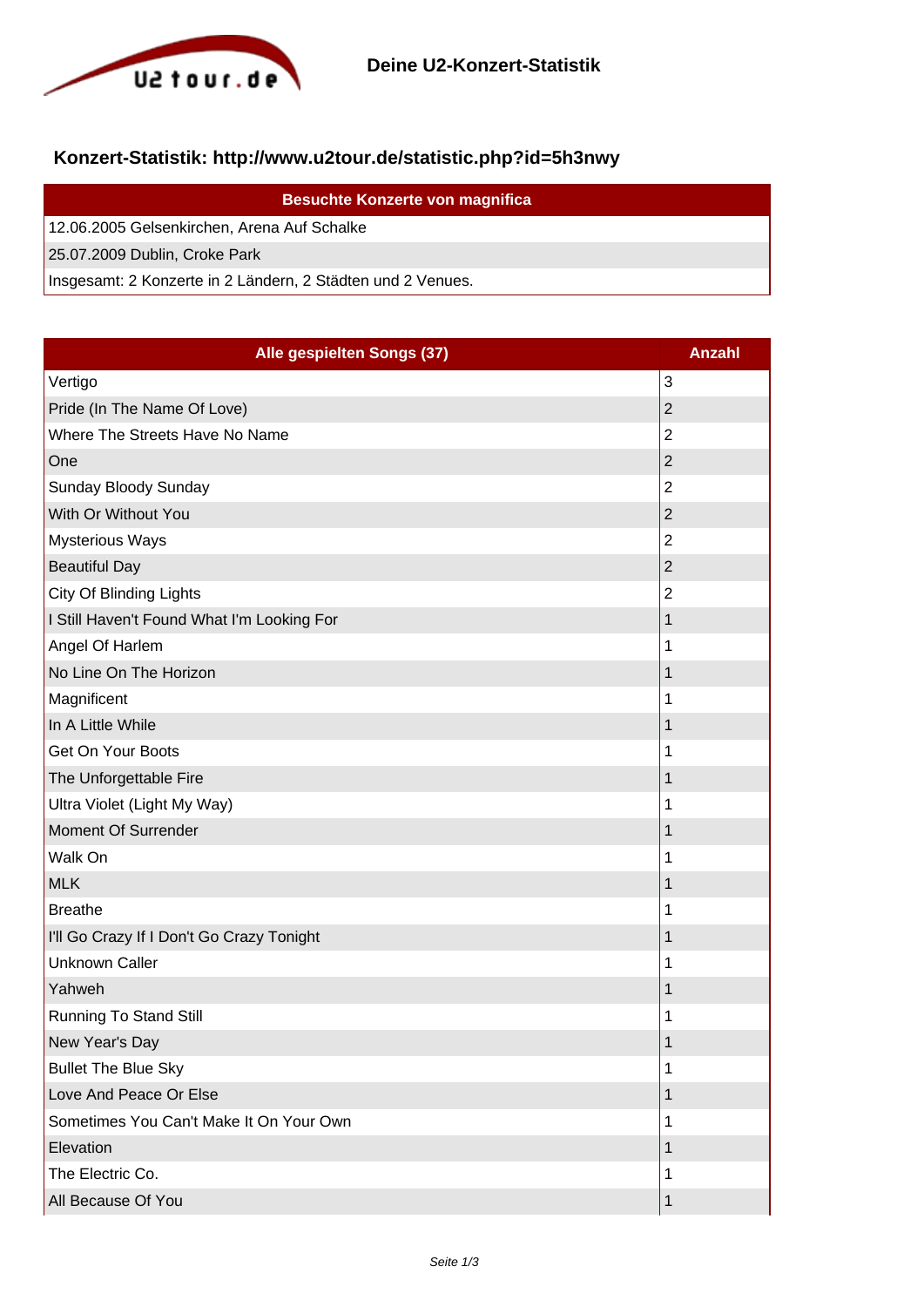# Deine U2-Konzert-Statistik

## Konzert-Statistik: http://www.u2tour.de/statistic.php?id=5h3nwy

| Besuchte Konzerte von magnifica |
|---|
| 12.06.2005 Gelsenkirchen, Arena Auf Schalke |
| 25.07.2009 Dublin, Croke Park |
| Insgesamt: 2 Konzerte in 2 Ländern, 2 Städten und 2 Venues. |

| Alle gespielten Songs (37) | Anzahl |
|---|---|
| Vertigo | 3 |
| Pride (In The Name Of Love) | 2 |
| Where The Streets Have No Name | 2 |
| One | 2 |
| Sunday Bloody Sunday | 2 |
| With Or Without You | 2 |
| Mysterious Ways | 2 |
| Beautiful Day | 2 |
| City Of Blinding Lights | 2 |
| I Still Haven't Found What I'm Looking For | 1 |
| Angel Of Harlem | 1 |
| No Line On The Horizon | 1 |
| Magnificent | 1 |
| In A Little While | 1 |
| Get On Your Boots | 1 |
| The Unforgettable Fire | 1 |
| Ultra Violet (Light My Way) | 1 |
| Moment Of Surrender | 1 |
| Walk On | 1 |
| MLK | 1 |
| Breathe | 1 |
| I'll Go Crazy If I Don't Go Crazy Tonight | 1 |
| Unknown Caller | 1 |
| Yahweh | 1 |
| Running To Stand Still | 1 |
| New Year's Day | 1 |
| Bullet The Blue Sky | 1 |
| Love And Peace Or Else | 1 |
| Sometimes You Can't Make It On Your Own | 1 |
| Elevation | 1 |
| The Electric Co. | 1 |
| All Because Of You | 1 |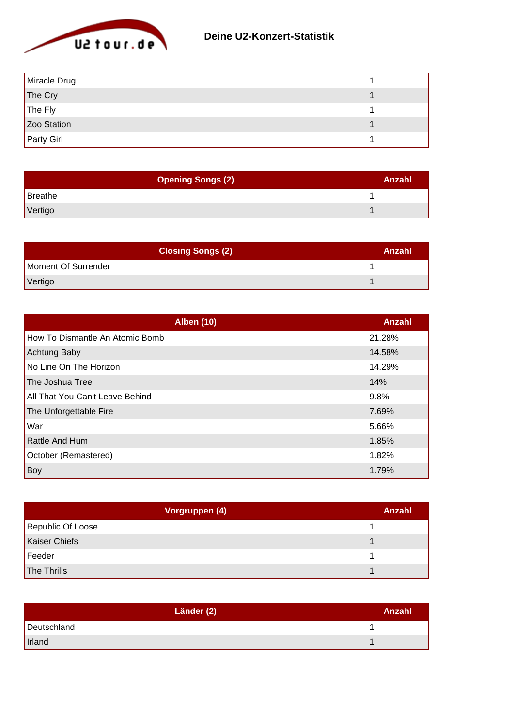| | |
|---|---|
| Miracle Drug | 1 |
| The Cry | 1 |
| The Fly | 1 |
| Zoo Station | 1 |
| Party Girl | 1 |

| Opening Songs (2) | Anzahl |
|---|---|
| Breathe | 1 |
| Vertigo | 1 |

| Closing Songs (2) | Anzahl |
|---|---|
| Moment Of Surrender | 1 |
| Vertigo | 1 |

| Alben (10) | Anzahl |
|---|---|
| How To Dismantle An Atomic Bomb | 21.28% |
| Achtung Baby | 14.58% |
| No Line On The Horizon | 14.29% |
| The Joshua Tree | 14% |
| All That You Can't Leave Behind | 9.8% |
| The Unforgettable Fire | 7.69% |
| War | 5.66% |
| Rattle And Hum | 1.85% |
| October (Remastered) | 1.82% |
| Boy | 1.79% |

| Vorgruppen (4) | Anzahl |
|---|---|
| Republic Of Loose | 1 |
| Kaiser Chiefs | 1 |
| Feeder | 1 |
| The Thrills | 1 |

| Länder (2) | Anzahl |
|---|---|
| Deutschland | 1 |
| Irland | 1 |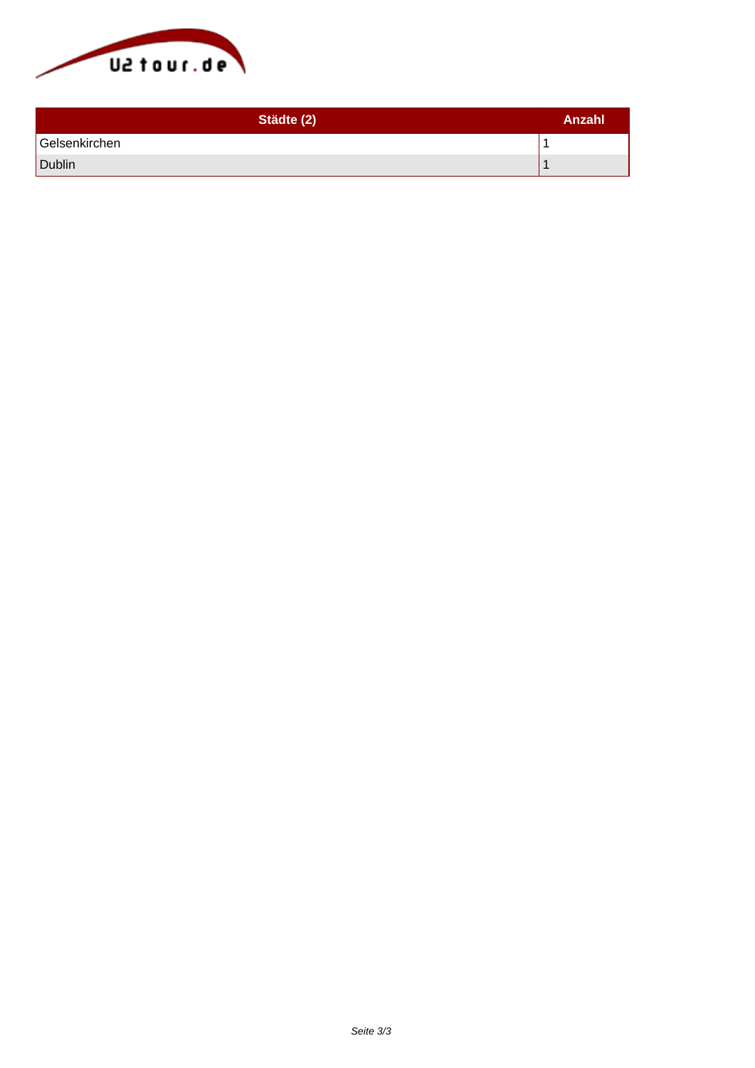| Städte (2) | Anzahl |
| --- | --- |
| Gelsenkirchen | 1 |
| Dublin | 1 |